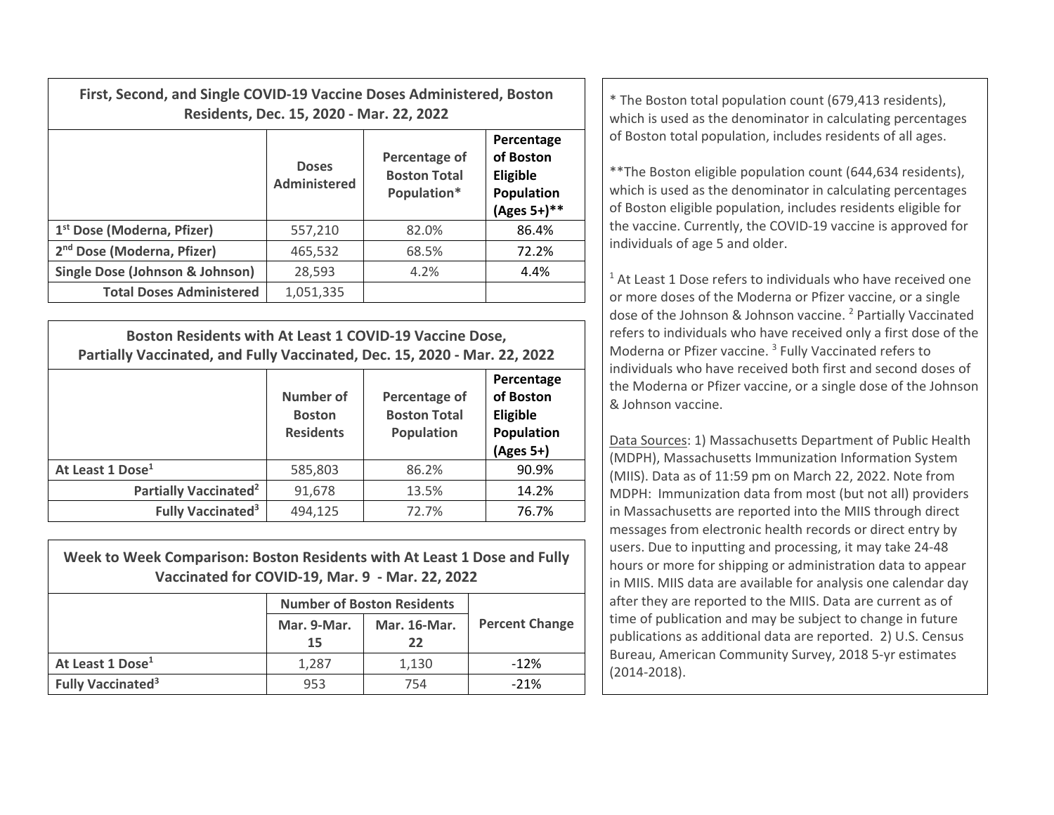## First, Second, and Single COVID-19 Vaccine Doses Administered, Boston Residents, Dec. 15, 2020 - Mar. 22, 2022

| | Doses Administered | Percentage of Boston Total Population* | Percentage of Boston Eligible Population (Ages 5+)** |
|---|---|---|---|
| 1st Dose (Moderna, Pfizer) | 557,210 | 82.0% | 86.4% |
| 2nd Dose (Moderna, Pfizer) | 465,532 | 68.5% | 72.2% |
| Single Dose (Johnson & Johnson) | 28,593 | 4.2% | 4.4% |
| Total Doses Administered | 1,051,335 | | |

## Boston Residents with At Least 1 COVID-19 Vaccine Dose, Partially Vaccinated, and Fully Vaccinated, Dec. 15, 2020 - Mar. 22, 2022

| | Number of Boston Residents | Percentage of Boston Total Population | Percentage of Boston Eligible Population (Ages 5+) |
|---|---|---|---|
| At Least 1 Dose[1] | 585,803 | 86.2% | 90.9% |
| Partially Vaccinated[2] | 91,678 | 13.5% | 14.2% |
| Fully Vaccinated[3] | 494,125 | 72.7% | 76.7% |

## Week to Week Comparison: Boston Residents with At Least 1 Dose and Fully Vaccinated for COVID-19, Mar. 9 - Mar. 22, 2022

| | Number of Boston Residents | | Percent Change |
|---|---|---|---|
| | Mar. 9-Mar. 15 | Mar. 16-Mar. 22 | |
| At Least 1 Dose[1] | 1,287 | 1,130 | -12% |
| Fully Vaccinated[3] | 953 | 754 | -21% |

* The Boston total population count (679,413 residents), which is used as the denominator in calculating percentages of Boston total population, includes residents of all ages.

**The Boston eligible population count (644,634 residents), which is used as the denominator in calculating percentages of Boston eligible population, includes residents eligible for the vaccine. Currently, the COVID-19 vaccine is approved for individuals of age 5 and older.

[1] At Least 1 Dose refers to individuals who have received one or more doses of the Moderna or Pfizer vaccine, or a single dose of the Johnson & Johnson vaccine. [2] Partially Vaccinated refers to individuals who have received only a first dose of the Moderna or Pfizer vaccine. [3] Fully Vaccinated refers to individuals who have received both first and second doses of the Moderna or Pfizer vaccine, or a single dose of the Johnson & Johnson vaccine.

Data Sources: 1) Massachusetts Department of Public Health (MDPH), Massachusetts Immunization Information System (MIIS). Data as of 11:59 pm on March 22, 2022. Note from MDPH: Immunization data from most (but not all) providers in Massachusetts are reported into the MIIS through direct messages from electronic health records or direct entry by users. Due to inputting and processing, it may take 24-48 hours or more for shipping or administration data to appear in MIIS. MIIS data are available for analysis one calendar day after they are reported to the MIIS. Data are current as of time of publication and may be subject to change in future publications as additional data are reported. 2) U.S. Census Bureau, American Community Survey, 2018 5-yr estimates (2014-2018).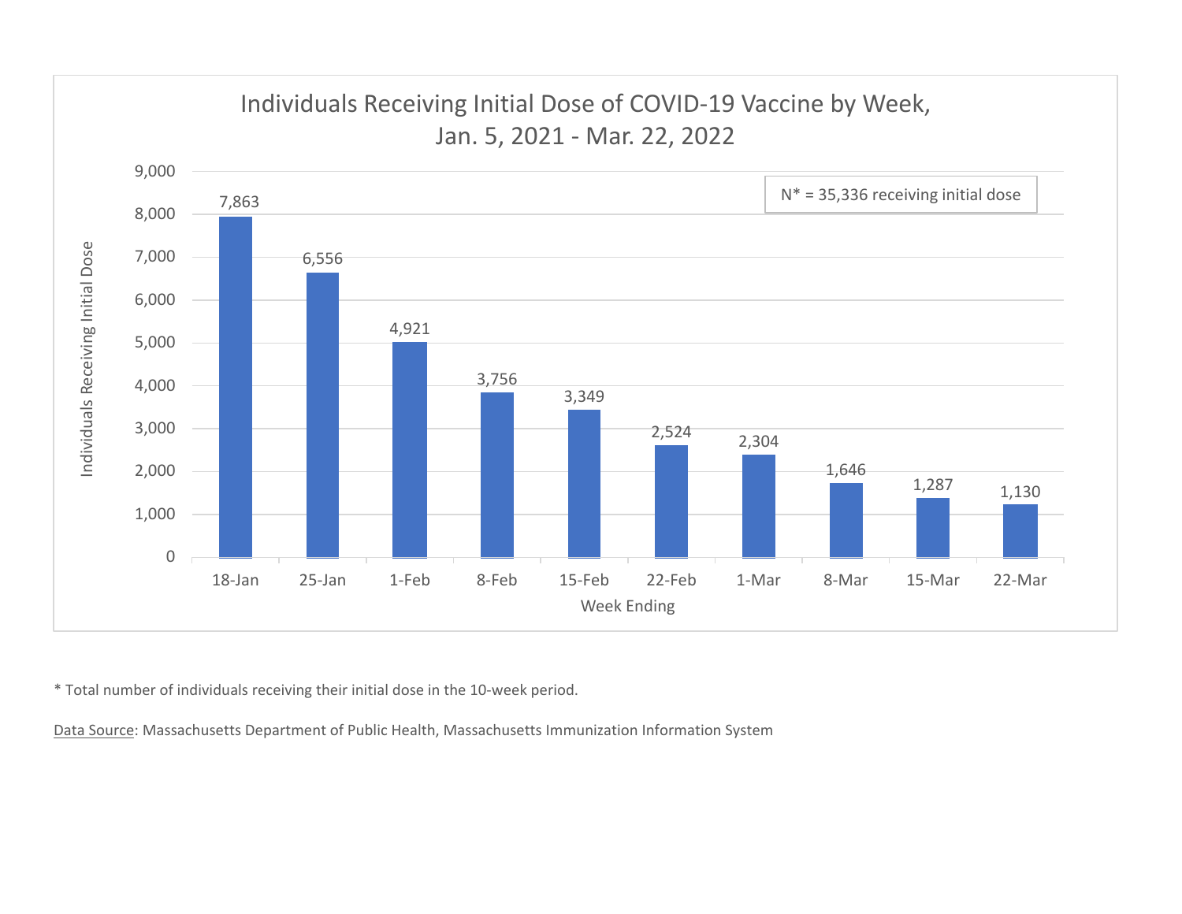## Individuals Receiving Initial Dose of COVID-19 Vaccine by Week, Jan. 5, 2021 - Mar. 22, 2022

N* = 35,336 receiving initial dose

| Week Ending | Individuals Receiving Initial Dose |
|---|---|
| 18-Jan | 7,863 |
| 25-Jan | 6,556 |
| 1-Feb | 4,921 |
| 8-Feb | 3,756 |
| 15-Feb | 3,349 |
| 22-Feb | 2,524 |
| 1-Mar | 2,304 |
| 8-Mar | 1,646 |
| 15-Mar | 1,287 |
| 22-Mar | 1,130 |

* Total number of individuals receiving their initial dose in the 10-week period.

Data Source: Massachusetts Department of Public Health, Massachusetts Immunization Information System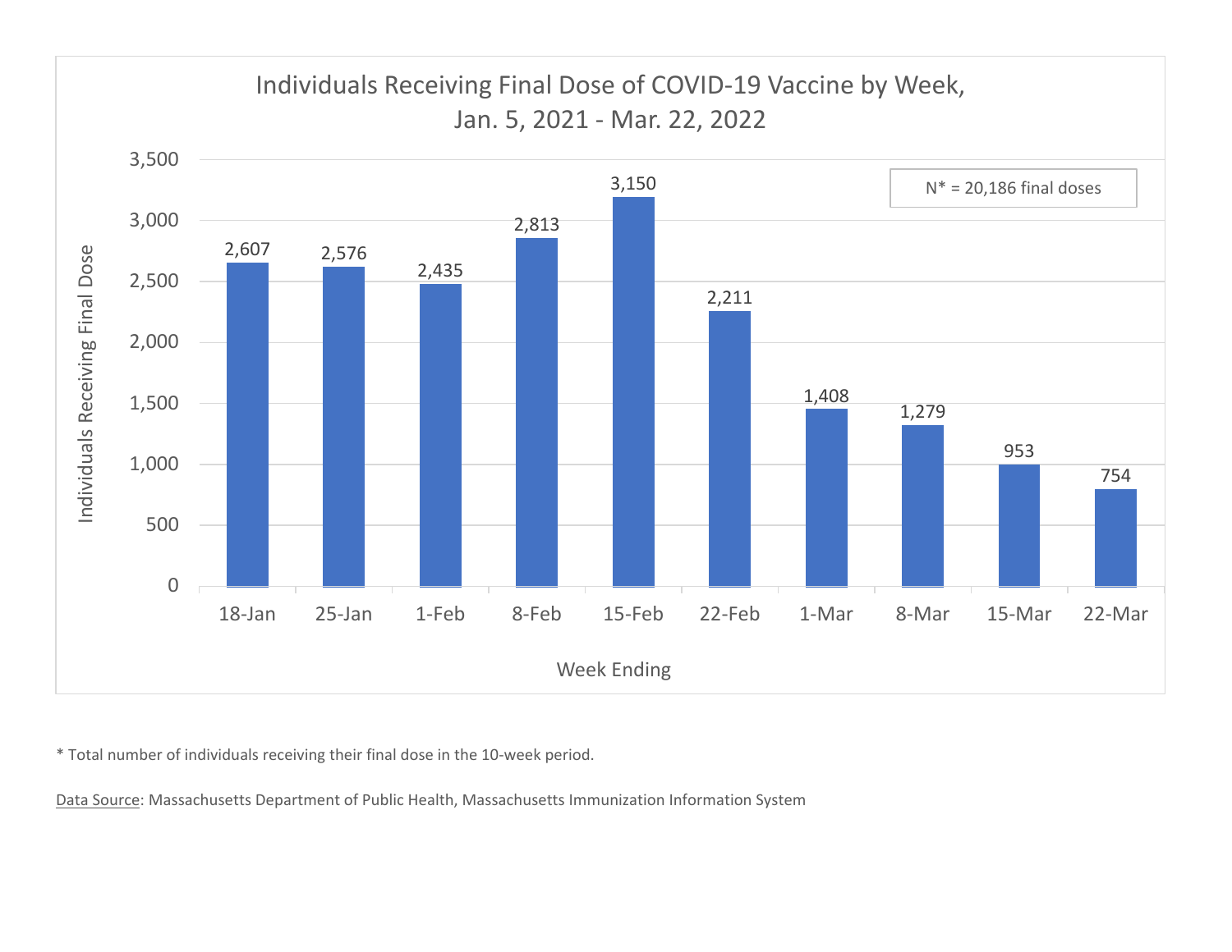## Individuals Receiving Final Dose of COVID-19 Vaccine by Week, Jan. 5, 2021 - Mar. 22, 2022

N* = 20,186 final doses

| Week Ending | Individuals Receiving Final Dose |
|---|---|
| 18-Jan | 2,607 |
| 25-Jan | 2,576 |
| 1-Feb | 2,435 |
| 8-Feb | 2,813 |
| 15-Feb | 3,150 |
| 22-Feb | 2,211 |
| 1-Mar | 1,408 |
| 8-Mar | 1,279 |
| 15-Mar | 953 |
| 22-Mar | 754 |

* Total number of individuals receiving their final dose in the 10-week period.

Data Source: Massachusetts Department of Public Health, Massachusetts Immunization Information System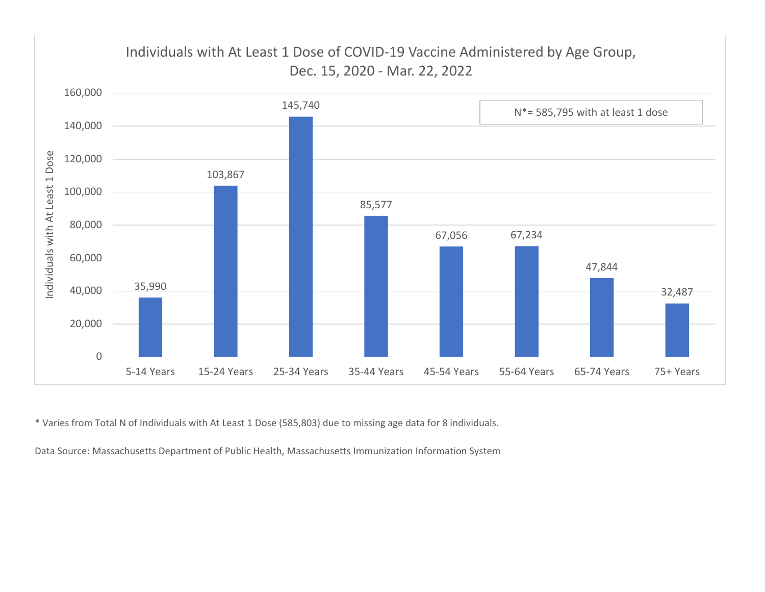## Individuals with At Least 1 Dose of COVID-19 Vaccine Administered by Age Group, Dec. 15, 2020 - Mar. 22, 2022

N*= 585,795 with at least 1 dose

| Age Group | Individuals with At Least 1 Dose |
|---|---|
| 5-14 Years | 35,990 |
| 15-24 Years | 103,867 |
| 25-34 Years | 145,740 |
| 35-44 Years | 85,577 |
| 45-54 Years | 67,056 |
| 55-64 Years | 67,234 |
| 65-74 Years | 47,844 |
| 75+ Years | 32,487 |

* Varies from Total N of Individuals with At Least 1 Dose (585,803) due to missing age data for 8 individuals.

Data Source: Massachusetts Department of Public Health, Massachusetts Immunization Information System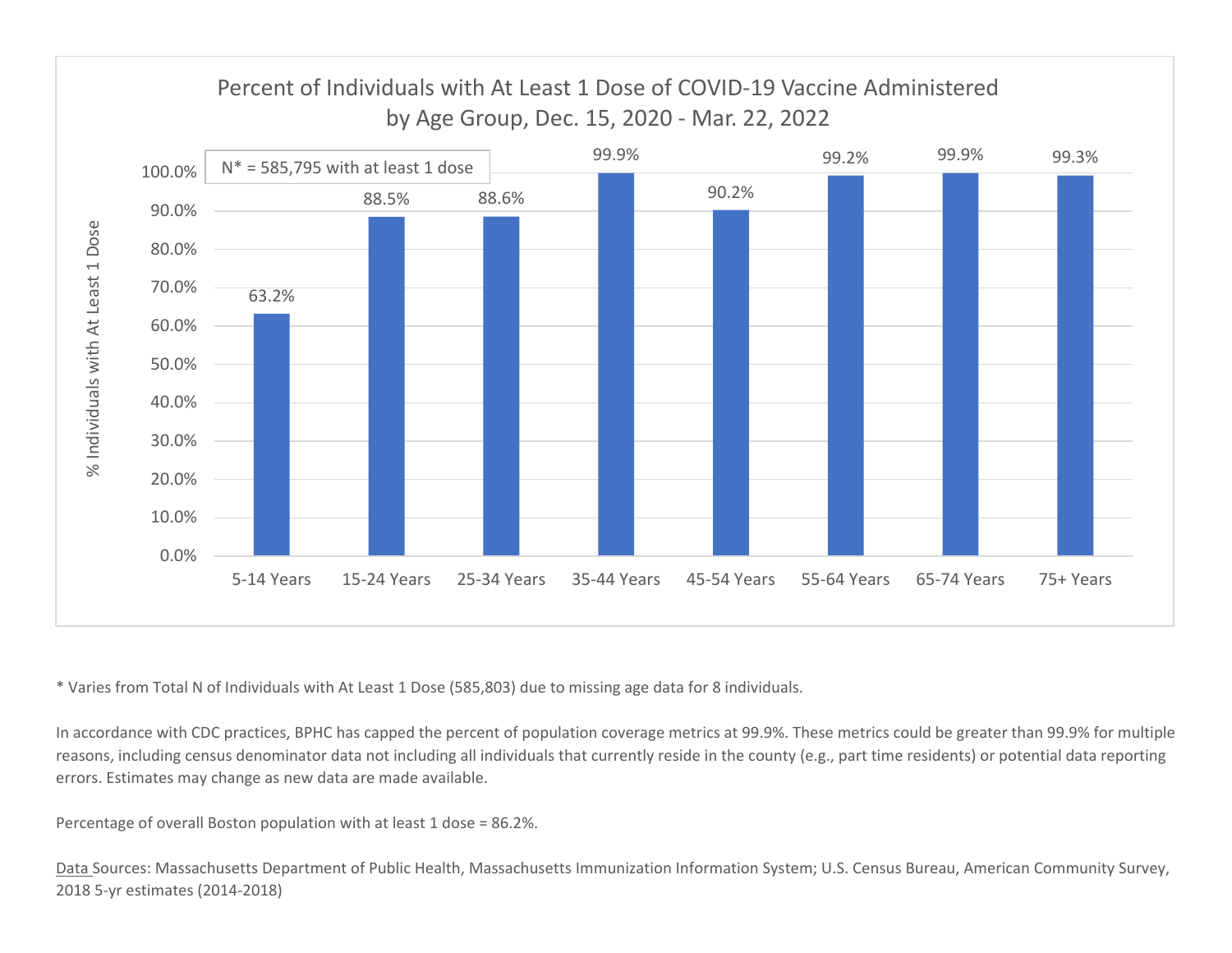## Percent of Individuals with At Least 1 Dose of COVID-19 Vaccine Administered by Age Group, Dec. 15, 2020 - Mar. 22, 2022

N* = 585,795 with at least 1 dose

| Age Group | % Individuals with At Least 1 Dose |
| --- | --- |
| 5-14 Years | 63.2% |
| 15-24 Years | 88.5% |
| 25-34 Years | 88.6% |
| 35-44 Years | 99.9% |
| 45-54 Years | 90.2% |
| 55-64 Years | 99.2% |
| 65-74 Years | 99.9% |
| 75+ Years | 99.3% |

* Varies from Total N of Individuals with At Least 1 Dose (585,803) due to missing age data for 8 individuals.

In accordance with CDC practices, BPHC has capped the percent of population coverage metrics at 99.9%. These metrics could be greater than 99.9% for multiple reasons, including census denominator data not including all individuals that currently reside in the county (e.g., part time residents) or potential data reporting errors. Estimates may change as new data are made available.

Percentage of overall Boston population with at least 1 dose = 86.2%.

Data Sources: Massachusetts Department of Public Health, Massachusetts Immunization Information System; U.S. Census Bureau, American Community Survey, 2018 5-yr estimates (2014-2018)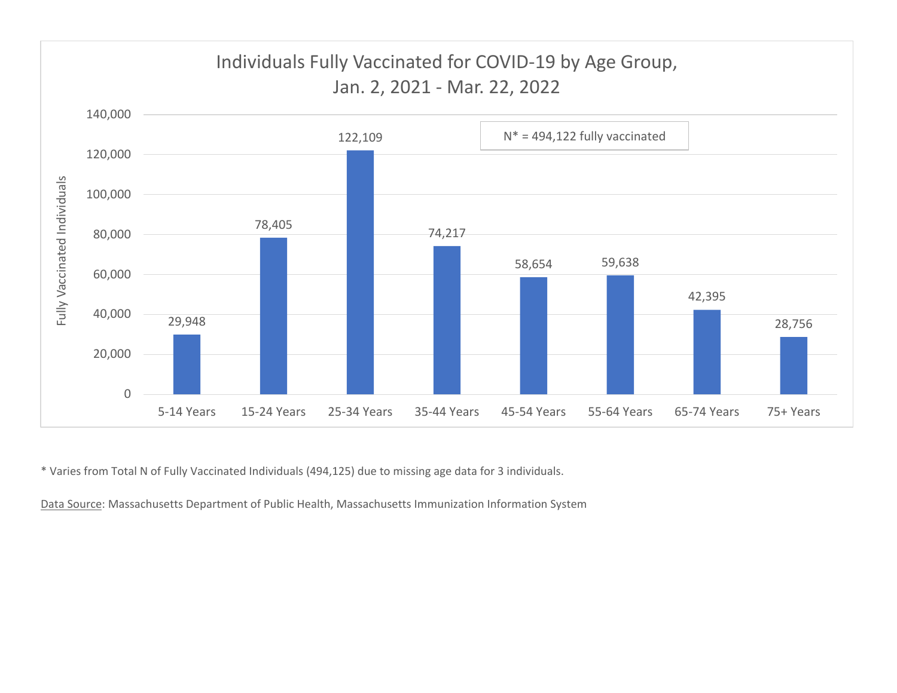## Individuals Fully Vaccinated for COVID-19 by Age Group, Jan. 2, 2021 - Mar. 22, 2022

N* = 494,122 fully vaccinated

| Age Group | Fully Vaccinated Individuals |
| --- | --- |
| 5-14 Years | 29,948 |
| 15-24 Years | 78,405 |
| 25-34 Years | 122,109 |
| 35-44 Years | 74,217 |
| 45-54 Years | 58,654 |
| 55-64 Years | 59,638 |
| 65-74 Years | 42,395 |
| 75+ Years | 28,756 |

* Varies from Total N of Fully Vaccinated Individuals (494,125) due to missing age data for 3 individuals.

Data Source: Massachusetts Department of Public Health, Massachusetts Immunization Information System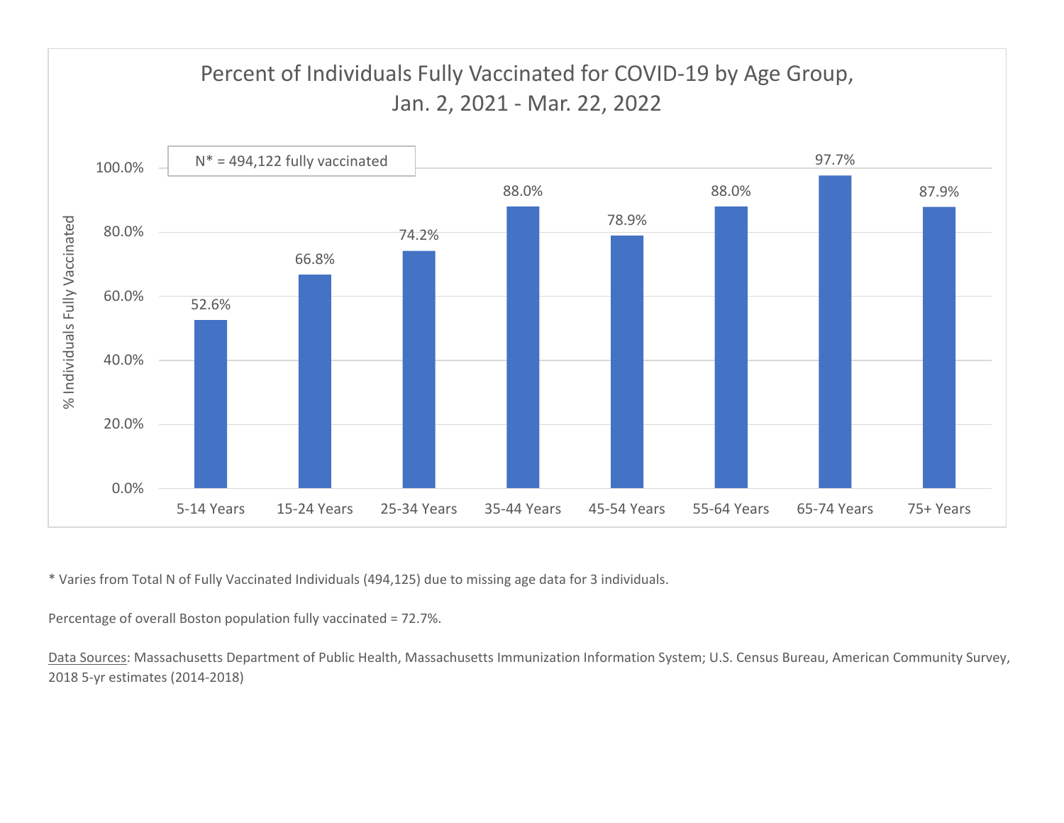## Percent of Individuals Fully Vaccinated for COVID-19 by Age Group, Jan. 2, 2021 - Mar. 22, 2022

N* = 494,122 fully vaccinated

| Age Group | % Individuals Fully Vaccinated |
|---|---|
| 5-14 Years | 52.6% |
| 15-24 Years | 66.8% |
| 25-34 Years | 74.2% |
| 35-44 Years | 88.0% |
| 45-54 Years | 78.9% |
| 55-64 Years | 88.0% |
| 65-74 Years | 97.7% |
| 75+ Years | 87.9% |

* Varies from Total N of Fully Vaccinated Individuals (494,125) due to missing age data for 3 individuals.

Percentage of overall Boston population fully vaccinated = 72.7%.

Data Sources: Massachusetts Department of Public Health, Massachusetts Immunization Information System; U.S. Census Bureau, American Community Survey, 2018 5-yr estimates (2014-2018)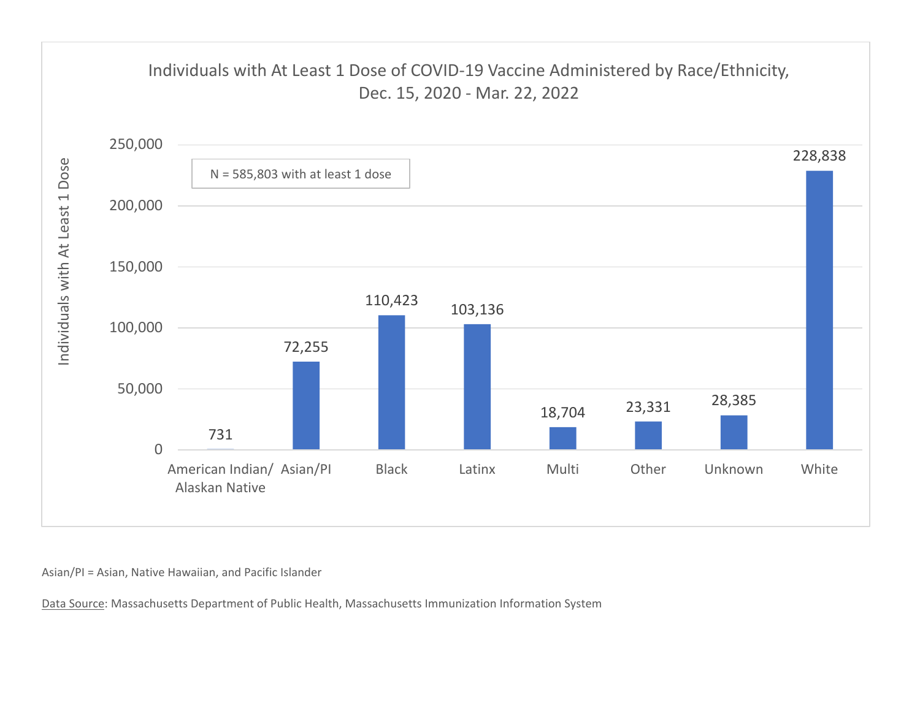## Individuals with At Least 1 Dose of COVID-19 Vaccine Administered by Race/Ethnicity, Dec. 15, 2020 - Mar. 22, 2022

N = 585,803 with at least 1 dose

| Race/Ethnicity | Individuals with At Least 1 Dose |
| --- | --- |
| American Indian/ Alaskan Native | 731 |
| Asian/PI | 72,255 |
| Black | 110,423 |
| Latinx | 103,136 |
| Multi | 18,704 |
| Other | 23,331 |
| Unknown | 28,385 |
| White | 228,838 |

Asian/PI = Asian, Native Hawaiian, and Pacific Islander

Data Source: Massachusetts Department of Public Health, Massachusetts Immunization Information System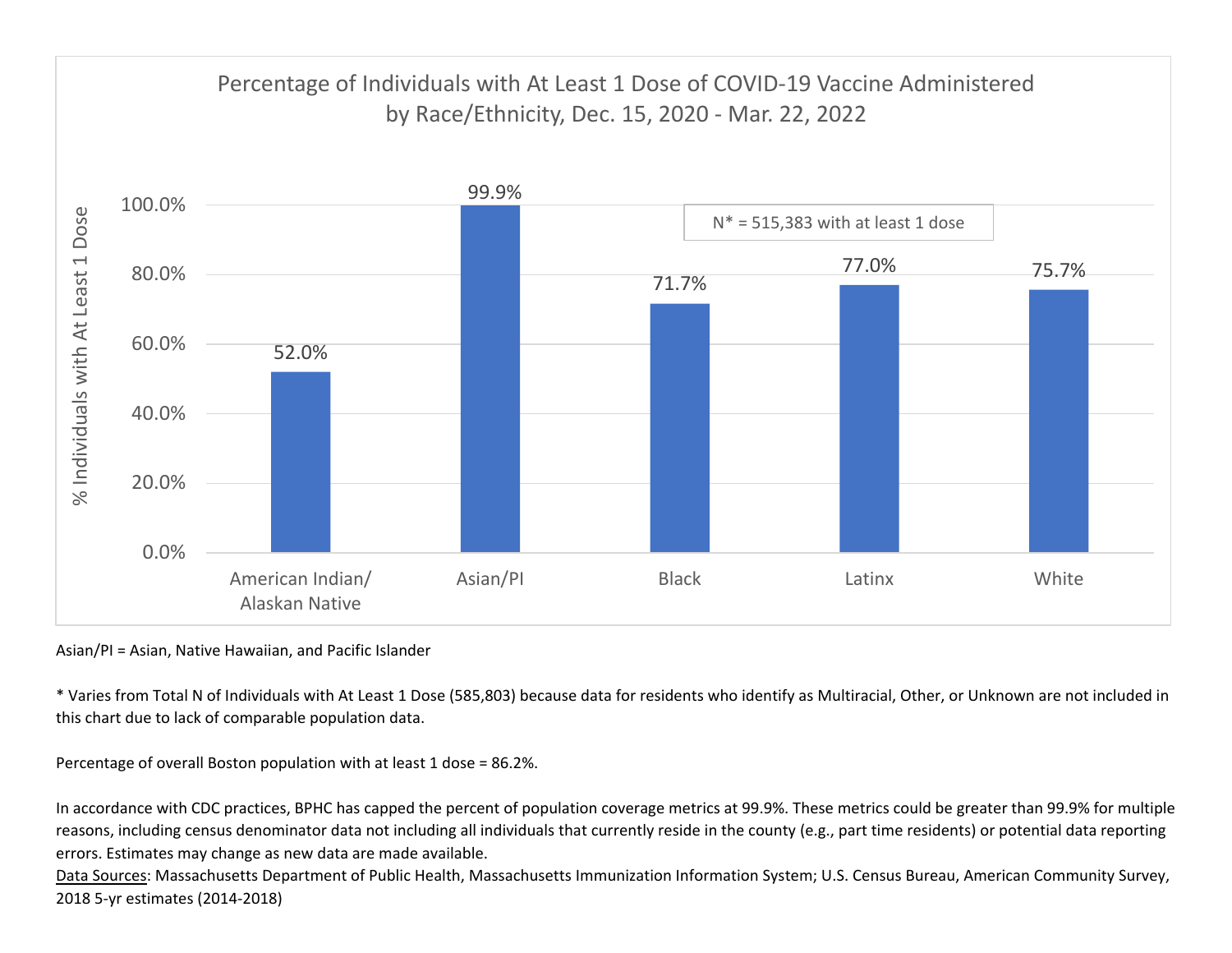## Percentage of Individuals with At Least 1 Dose of COVID-19 Vaccine Administered by Race/Ethnicity, Dec. 15, 2020 - Mar. 22, 2022

| Race/Ethnicity | % Individuals with At Least 1 Dose |
|---|---|
| American Indian/ Alaskan Native | 52.0% |
| Asian/PI | 99.9% |
| Black | 71.7% |
| Latinx | 77.0% |
| White | 75.7% |

N* = 515,383 with at least 1 dose

Asian/PI = Asian, Native Hawaiian, and Pacific Islander

* Varies from Total N of Individuals with At Least 1 Dose (585,803) because data for residents who identify as Multiracial, Other, or Unknown are not included in this chart due to lack of comparable population data.

Percentage of overall Boston population with at least 1 dose = 86.2%.

In accordance with CDC practices, BPHC has capped the percent of population coverage metrics at 99.9%. These metrics could be greater than 99.9% for multiple reasons, including census denominator data not including all individuals that currently reside in the county (e.g., part time residents) or potential data reporting errors. Estimates may change as new data are made available.

Data Sources: Massachusetts Department of Public Health, Massachusetts Immunization Information System; U.S. Census Bureau, American Community Survey, 2018 5-yr estimates (2014-2018)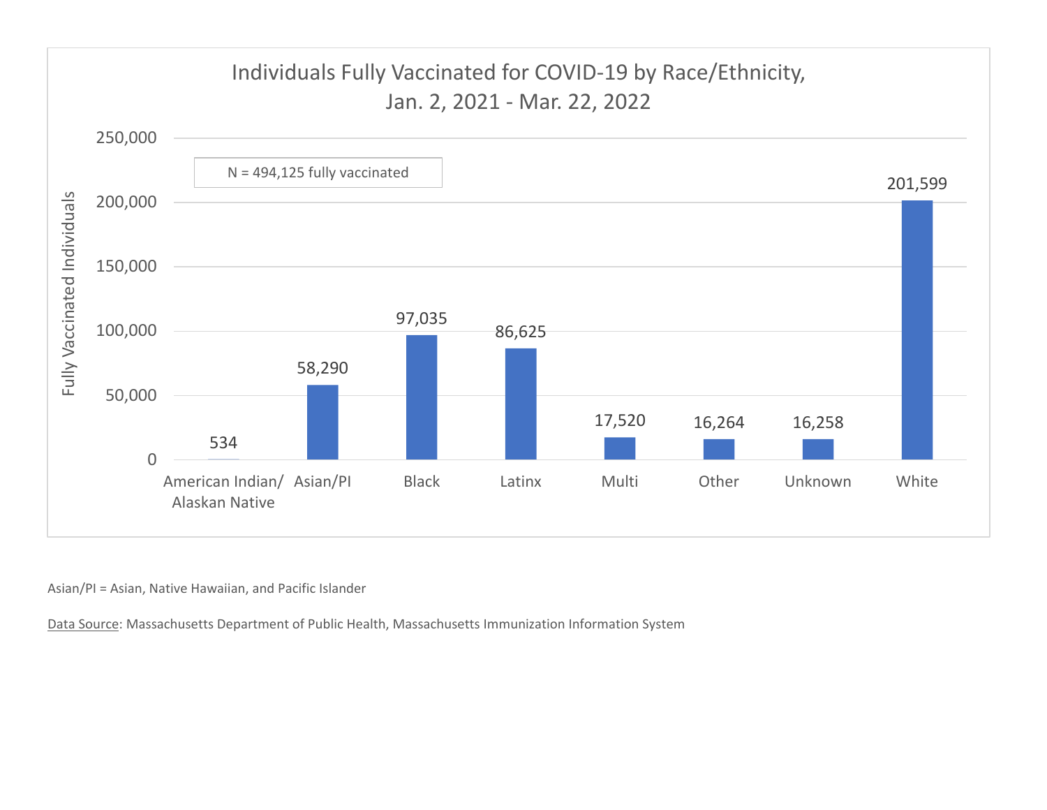## Individuals Fully Vaccinated for COVID-19 by Race/Ethnicity, Jan. 2, 2021 - Mar. 22, 2022

N = 494,125 fully vaccinated

| Race/Ethnicity | Fully Vaccinated Individuals |
|---|---|
| American Indian/ Alaskan Native | 534 |
| Asian/PI | 58,290 |
| Black | 97,035 |
| Latinx | 86,625 |
| Multi | 17,520 |
| Other | 16,264 |
| Unknown | 16,258 |
| White | 201,599 |

Asian/PI = Asian, Native Hawaiian, and Pacific Islander

Data Source: Massachusetts Department of Public Health, Massachusetts Immunization Information System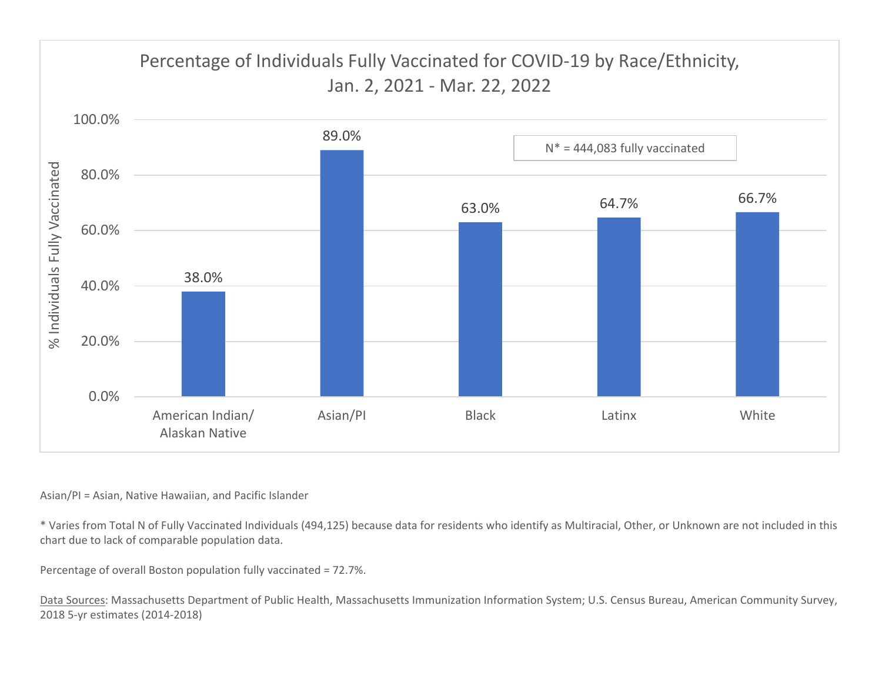## Percentage of Individuals Fully Vaccinated for COVID-19 by Race/Ethnicity, Jan. 2, 2021 - Mar. 22, 2022

N* = 444,083 fully vaccinated

| Race/Ethnicity | % Individuals Fully Vaccinated |
| --- | --- |
| American Indian/ Alaskan Native | 38.0% |
| Asian/PI | 89.0% |
| Black | 63.0% |
| Latinx | 64.7% |
| White | 66.7% |

Asian/PI = Asian, Native Hawaiian, and Pacific Islander

* Varies from Total N of Fully Vaccinated Individuals (494,125) because data for residents who identify as Multiracial, Other, or Unknown are not included in this chart due to lack of comparable population data.

Percentage of overall Boston population fully vaccinated = 72.7%.

Data Sources: Massachusetts Department of Public Health, Massachusetts Immunization Information System; U.S. Census Bureau, American Community Survey, 2018 5-yr estimates (2014-2018)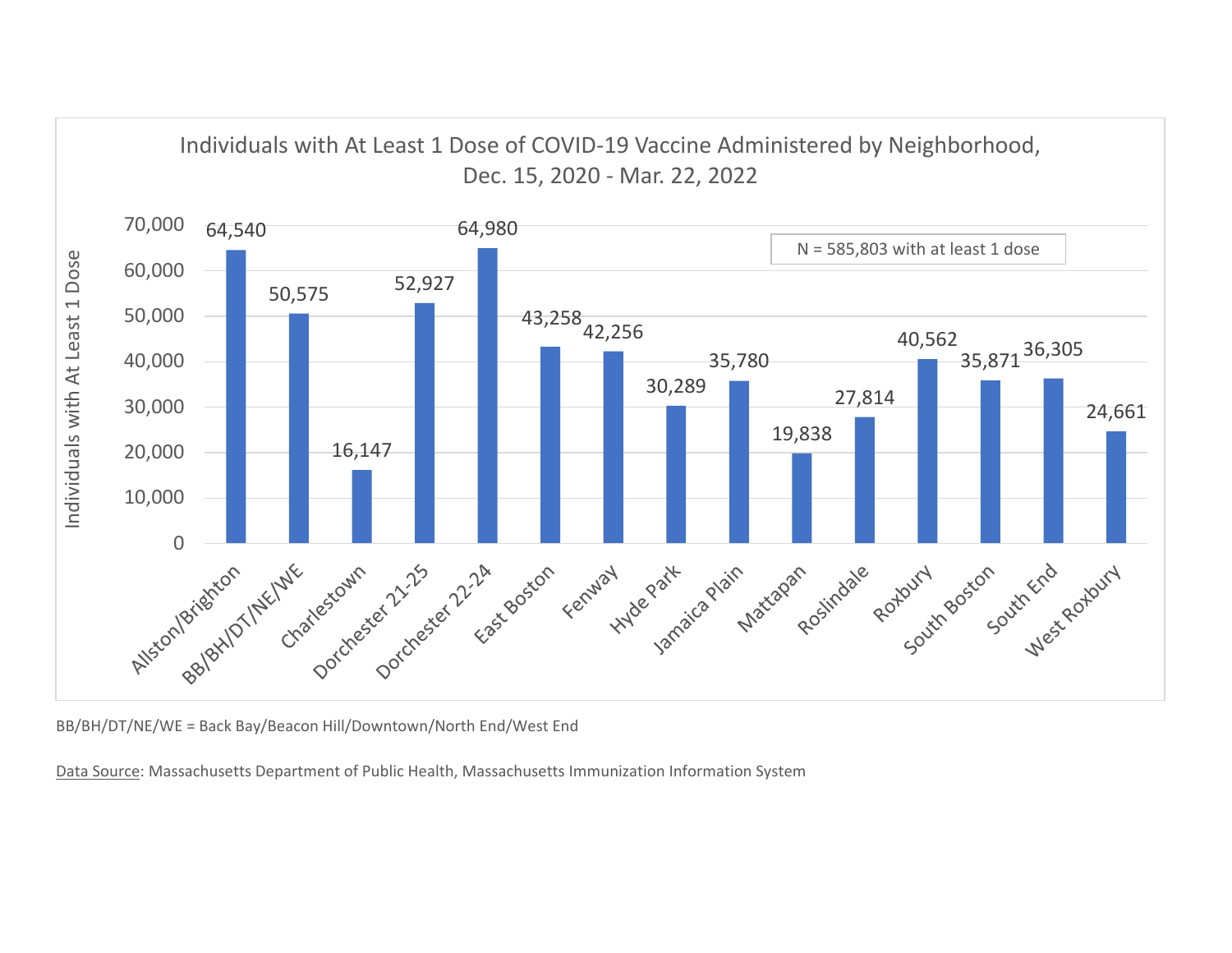## Individuals with At Least 1 Dose of COVID-19 Vaccine Administered by Neighborhood, Dec. 15, 2020 - Mar. 22, 2022

N = 585,803 with at least 1 dose

| Neighborhood | Individuals with At Least 1 Dose |
| --- | --- |
| Allston/Brighton | 64,540 |
| BB/BH/DT/NE/WE | 50,575 |
| Charlestown | 16,147 |
| Dorchester 21-25 | 52,927 |
| Dorchester 22-24 | 64,980 |
| East Boston | 43,258 |
| Fenway | 42,256 |
| Hyde Park | 30,289 |
| Jamaica Plain | 35,780 |
| Mattapan | 19,838 |
| Roslindale | 27,814 |
| Roxbury | 40,562 |
| South Boston | 35,871 |
| South End | 36,305 |
| West Roxbury | 24,661 |

BB/BH/DT/NE/WE = Back Bay/Beacon Hill/Downtown/North End/West End

Data Source: Massachusetts Department of Public Health, Massachusetts Immunization Information System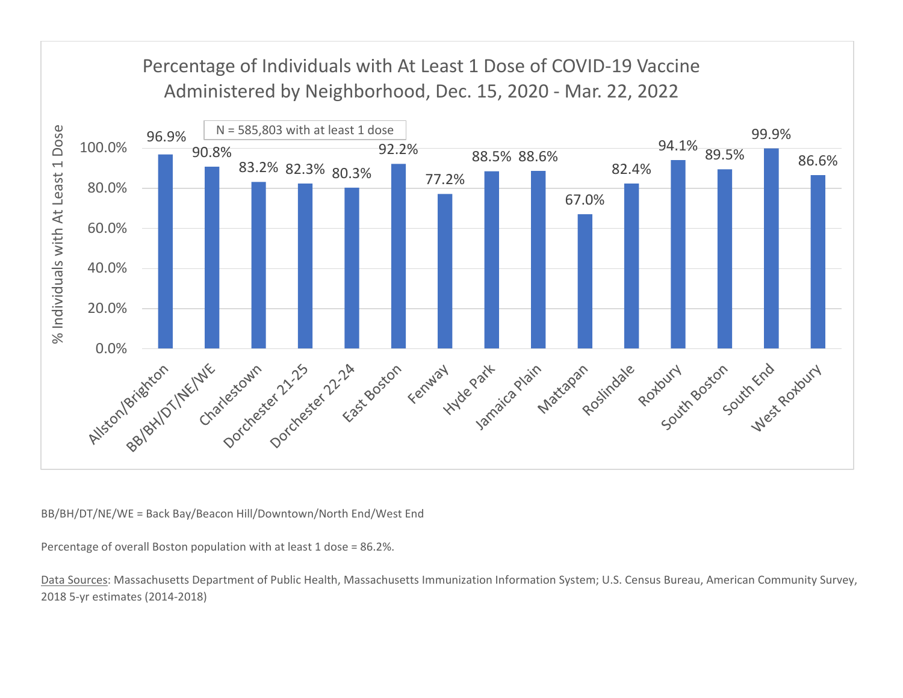## Percentage of Individuals with At Least 1 Dose of COVID-19 Vaccine Administered by Neighborhood, Dec. 15, 2020 - Mar. 22, 2022

N = 585,803 with at least 1 dose

| Neighborhood | % Individuals with At Least 1 Dose |
|---|---|
| Allston/Brighton | 96.9% |
| BB/BH/DT/NE/WE | 90.8% |
| Charlestown | 83.2% |
| Dorchester 21-25 | 82.3% |
| Dorchester 22-24 | 80.3% |
| East Boston | 92.2% |
| Fenway | 77.2% |
| Hyde Park | 88.5% |
| Jamaica Plain | 88.6% |
| Mattapan | 67.0% |
| Roslindale | 82.4% |
| Roxbury | 94.1% |
| South Boston | 89.5% |
| South End | 99.9% |
| West Roxbury | 86.6% |

BB/BH/DT/NE/WE = Back Bay/Beacon Hill/Downtown/North End/West End

Percentage of overall Boston population with at least 1 dose = 86.2%.

Data Sources: Massachusetts Department of Public Health, Massachusetts Immunization Information System; U.S. Census Bureau, American Community Survey, 2018 5-yr estimates (2014-2018)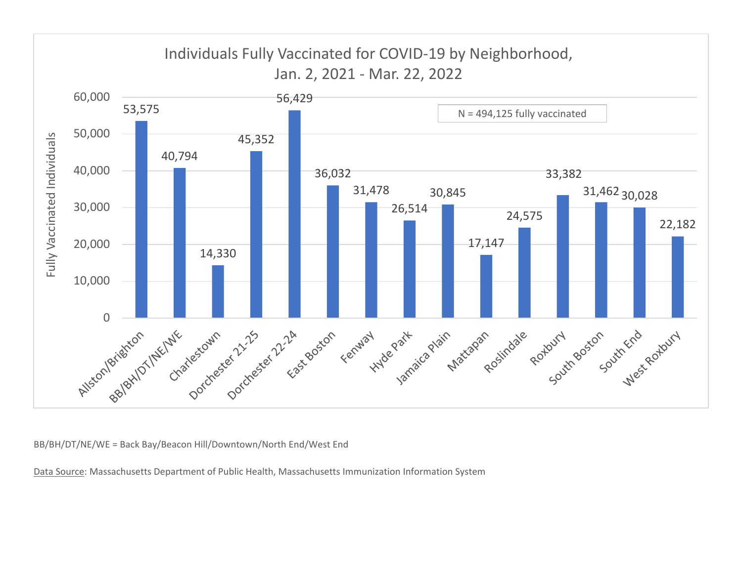## Individuals Fully Vaccinated for COVID-19 by Neighborhood, Jan. 2, 2021 - Mar. 22, 2022

N = 494,125 fully vaccinated

| Neighborhood | Fully Vaccinated Individuals |
| --- | --- |
| Allston/Brighton | 53,575 |
| BB/BH/DT/NE/WE | 40,794 |
| Charlestown | 14,330 |
| Dorchester 21-25 | 45,352 |
| Dorchester 22-24 | 56,429 |
| East Boston | 36,032 |
| Fenway | 31,478 |
| Hyde Park | 26,514 |
| Jamaica Plain | 30,845 |
| Mattapan | 17,147 |
| Roslindale | 24,575 |
| Roxbury | 33,382 |
| South Boston | 31,462 |
| South End | 30,028 |
| West Roxbury | 22,182 |

BB/BH/DT/NE/WE = Back Bay/Beacon Hill/Downtown/North End/West End

Data Source: Massachusetts Department of Public Health, Massachusetts Immunization Information System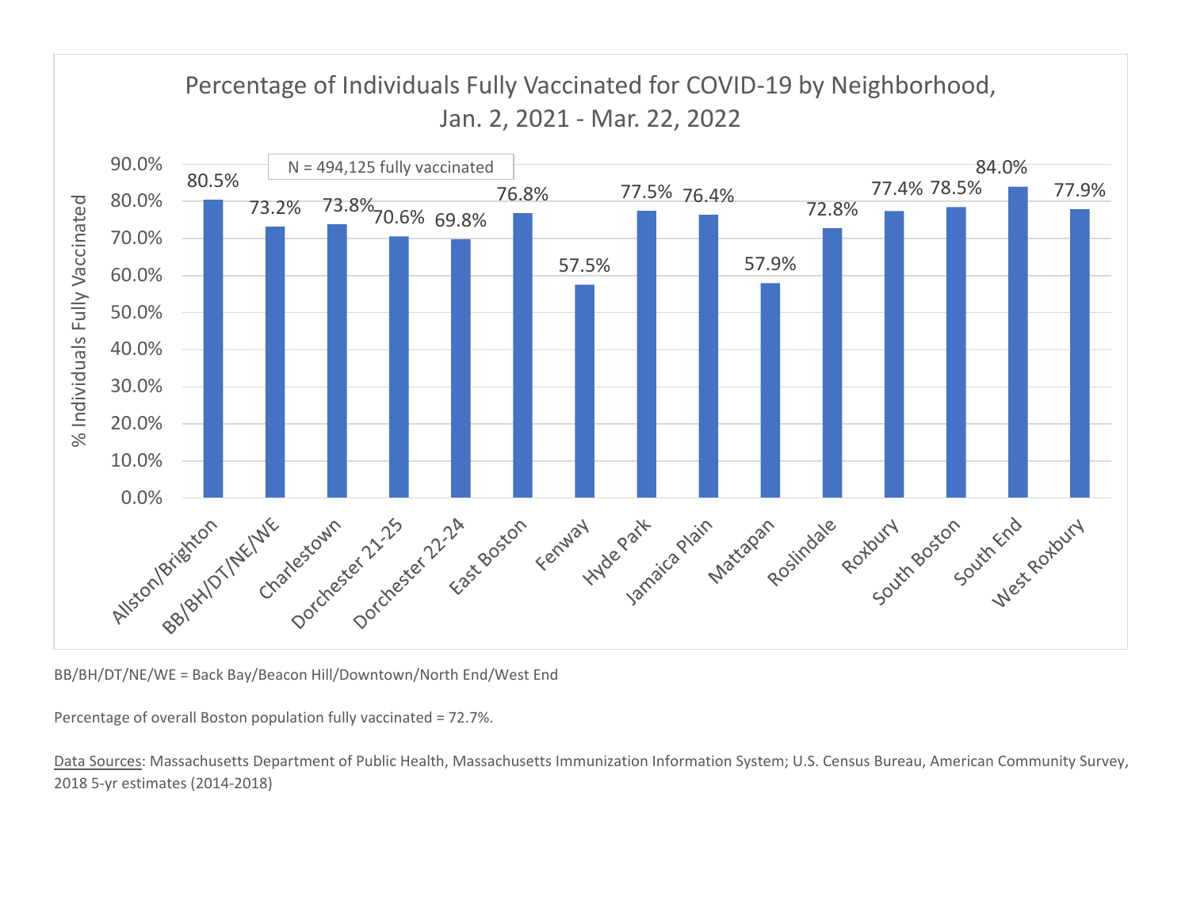## Percentage of Individuals Fully Vaccinated for COVID-19 by Neighborhood, Jan. 2, 2021 - Mar. 22, 2022

N = 494,125 fully vaccinated

| Neighborhood | % Individuals Fully Vaccinated |
|---|---|
| Allston/Brighton | 80.5% |
| BB/BH/DT/NE/WE | 73.2% |
| Charlestown | 73.8% |
| Dorchester 21-25 | 70.6% |
| Dorchester 22-24 | 69.8% |
| East Boston | 76.8% |
| Fenway | 57.5% |
| Hyde Park | 77.5% |
| Jamaica Plain | 76.4% |
| Mattapan | 57.9% |
| Roslindale | 72.8% |
| Roxbury | 77.4% |
| South Boston | 78.5% |
| South End | 84.0% |
| West Roxbury | 77.9% |

BB/BH/DT/NE/WE = Back Bay/Beacon Hill/Downtown/North End/West End

Percentage of overall Boston population fully vaccinated = 72.7%.

Data Sources: Massachusetts Department of Public Health, Massachusetts Immunization Information System; U.S. Census Bureau, American Community Survey, 2018 5-yr estimates (2014-2018)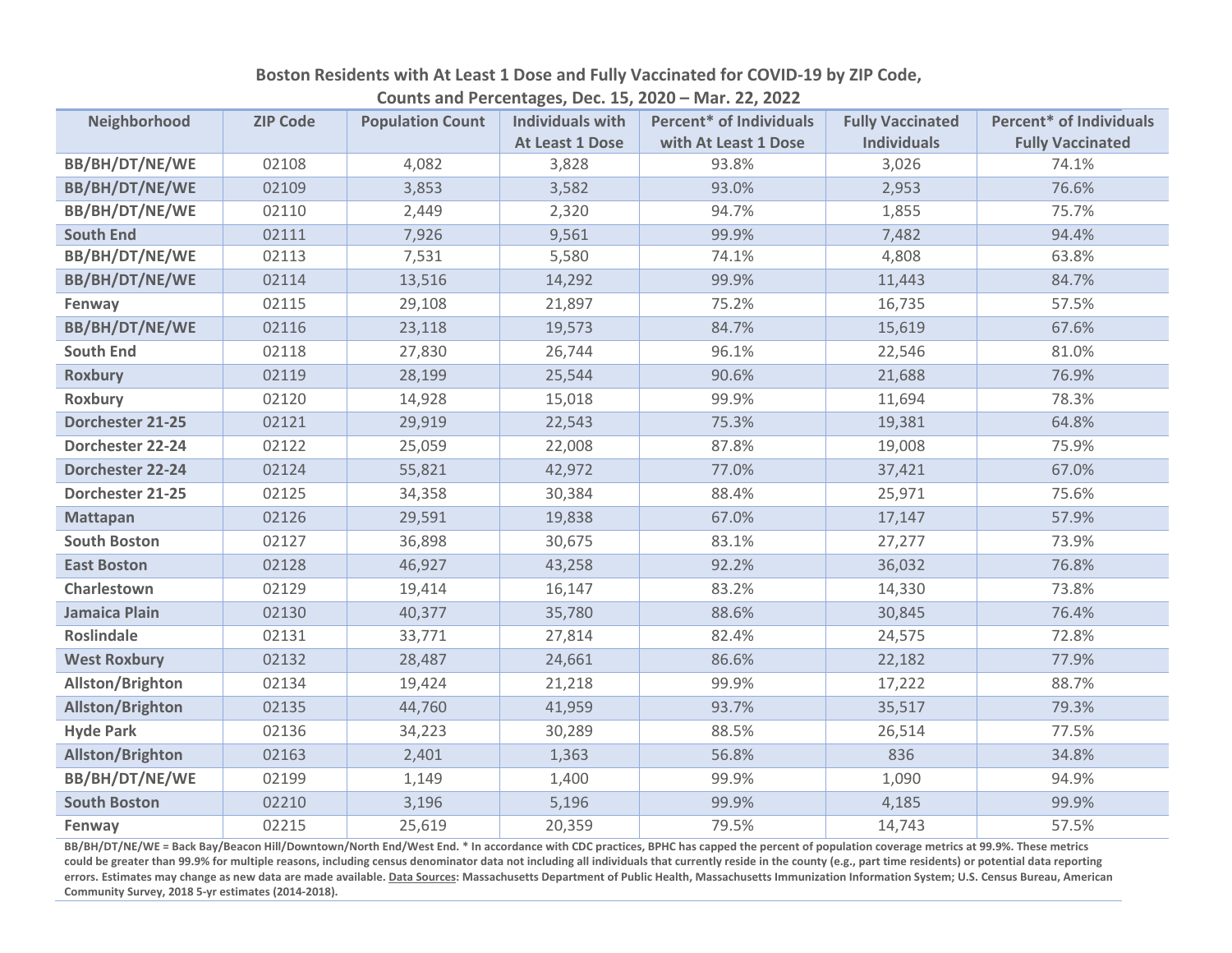**Boston Residents with At Least 1 Dose and Fully Vaccinated for COVID-19 by ZIP Code, Counts and Percentages, Dec. 15, 2020 – Mar. 22, 2022**

| Neighborhood | ZIP Code | Population Count | Individuals with At Least 1 Dose | Percent* of Individuals with At Least 1 Dose | Fully Vaccinated Individuals | Percent* of Individuals Fully Vaccinated |
|---|---|---|---|---|---|---|
| BB/BH/DT/NE/WE | 02108 | 4,082 | 3,828 | 93.8% | 3,026 | 74.1% |
| BB/BH/DT/NE/WE | 02109 | 3,853 | 3,582 | 93.0% | 2,953 | 76.6% |
| BB/BH/DT/NE/WE | 02110 | 2,449 | 2,320 | 94.7% | 1,855 | 75.7% |
| South End | 02111 | 7,926 | 9,561 | 99.9% | 7,482 | 94.4% |
| BB/BH/DT/NE/WE | 02113 | 7,531 | 5,580 | 74.1% | 4,808 | 63.8% |
| BB/BH/DT/NE/WE | 02114 | 13,516 | 14,292 | 99.9% | 11,443 | 84.7% |
| Fenway | 02115 | 29,108 | 21,897 | 75.2% | 16,735 | 57.5% |
| BB/BH/DT/NE/WE | 02116 | 23,118 | 19,573 | 84.7% | 15,619 | 67.6% |
| South End | 02118 | 27,830 | 26,744 | 96.1% | 22,546 | 81.0% |
| Roxbury | 02119 | 28,199 | 25,544 | 90.6% | 21,688 | 76.9% |
| Roxbury | 02120 | 14,928 | 15,018 | 99.9% | 11,694 | 78.3% |
| Dorchester 21-25 | 02121 | 29,919 | 22,543 | 75.3% | 19,381 | 64.8% |
| Dorchester 22-24 | 02122 | 25,059 | 22,008 | 87.8% | 19,008 | 75.9% |
| Dorchester 22-24 | 02124 | 55,821 | 42,972 | 77.0% | 37,421 | 67.0% |
| Dorchester 21-25 | 02125 | 34,358 | 30,384 | 88.4% | 25,971 | 75.6% |
| Mattapan | 02126 | 29,591 | 19,838 | 67.0% | 17,147 | 57.9% |
| South Boston | 02127 | 36,898 | 30,675 | 83.1% | 27,277 | 73.9% |
| East Boston | 02128 | 46,927 | 43,258 | 92.2% | 36,032 | 76.8% |
| Charlestown | 02129 | 19,414 | 16,147 | 83.2% | 14,330 | 73.8% |
| Jamaica Plain | 02130 | 40,377 | 35,780 | 88.6% | 30,845 | 76.4% |
| Roslindale | 02131 | 33,771 | 27,814 | 82.4% | 24,575 | 72.8% |
| West Roxbury | 02132 | 28,487 | 24,661 | 86.6% | 22,182 | 77.9% |
| Allston/Brighton | 02134 | 19,424 | 21,218 | 99.9% | 17,222 | 88.7% |
| Allston/Brighton | 02135 | 44,760 | 41,959 | 93.7% | 35,517 | 79.3% |
| Hyde Park | 02136 | 34,223 | 30,289 | 88.5% | 26,514 | 77.5% |
| Allston/Brighton | 02163 | 2,401 | 1,363 | 56.8% | 836 | 34.8% |
| BB/BH/DT/NE/WE | 02199 | 1,149 | 1,400 | 99.9% | 1,090 | 94.9% |
| South Boston | 02210 | 3,196 | 5,196 | 99.9% | 4,185 | 99.9% |
| Fenway | 02215 | 25,619 | 20,359 | 79.5% | 14,743 | 57.5% |

BB/BH/DT/NE/WE = Back Bay/Beacon Hill/Downtown/North End/West End. * In accordance with CDC practices, BPHC has capped the percent of population coverage metrics at 99.9%. These metrics could be greater than 99.9% for multiple reasons, including census denominator data not including all individuals that currently reside in the county (e.g., part time residents) or potential data reporting errors. Estimates may change as new data are made available. Data Sources: Massachusetts Department of Public Health, Massachusetts Immunization Information System; U.S. Census Bureau, American Community Survey, 2018 5-yr estimates (2014-2018).